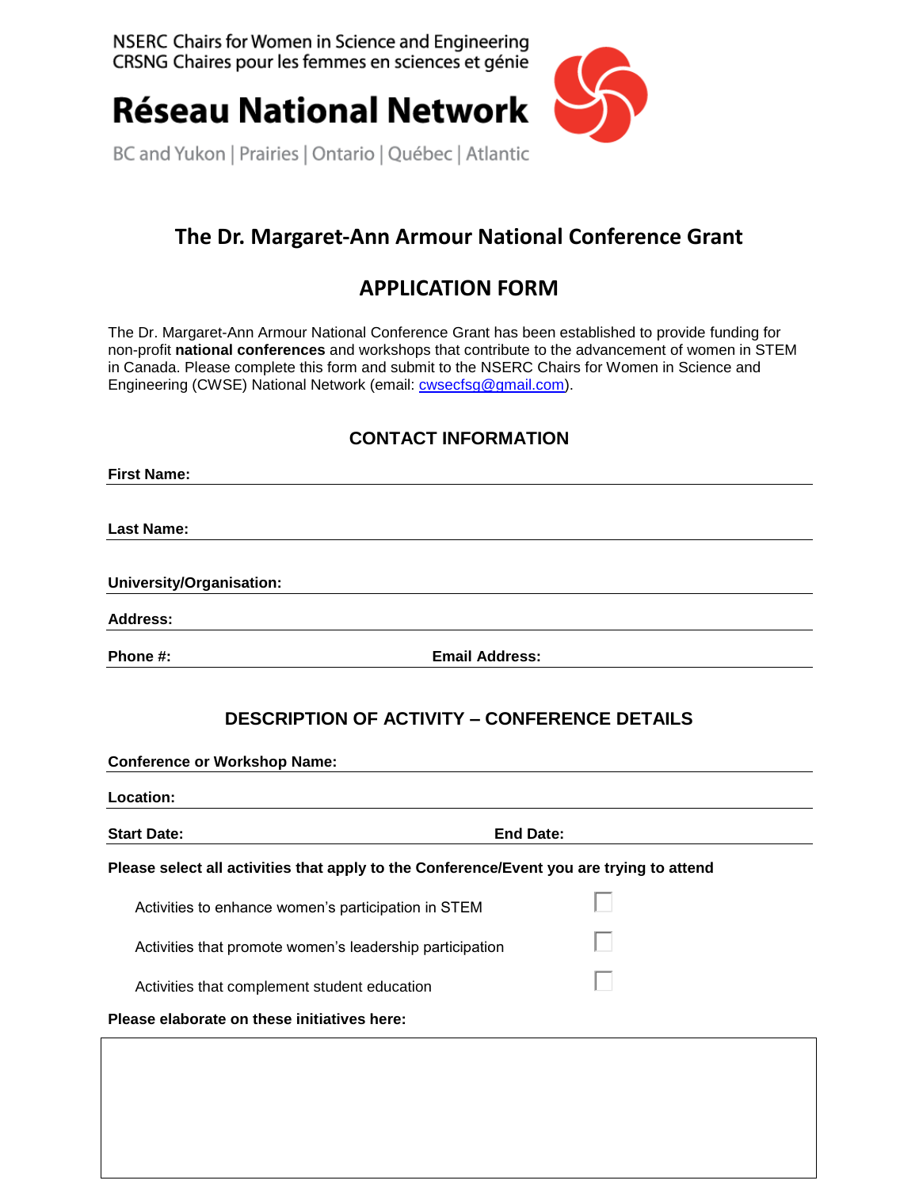NSERC Chairs for Women in Science and Engineering
CRSNG Chaires pour les femmes en sciences et génie

**Réseau National Network**

BC and Yukon | Prairies | Ontario | Québec | Atlantic

# The Dr. Margaret-Ann Armour National Conference Grant

## APPLICATION FORM

The Dr. Margaret-Ann Armour National Conference Grant has been established to provide funding for non-profit **national conferences** and workshops that contribute to the advancement of women in STEM in Canada. Please complete this form and submit to the NSERC Chairs for Women in Science and Engineering (CWSE) National Network (email: cwsecfsg@gmail.com).

### CONTACT INFORMATION

**First Name:**

**Last Name:**

**University/Organisation:**

**Address:**

**Phone #:** **Email Address:**

### DESCRIPTION OF ACTIVITY – CONFERENCE DETAILS

**Conference or Workshop Name:**

**Location:**

**Start Date:** **End Date:**

**Please select all activities that apply to the Conference/Event you are trying to attend**

- Activities to enhance women's participation in STEM ☐
- Activities that promote women's leadership participation ☐
- Activities that complement student education ☐

**Please elaborate on these initiatives here:**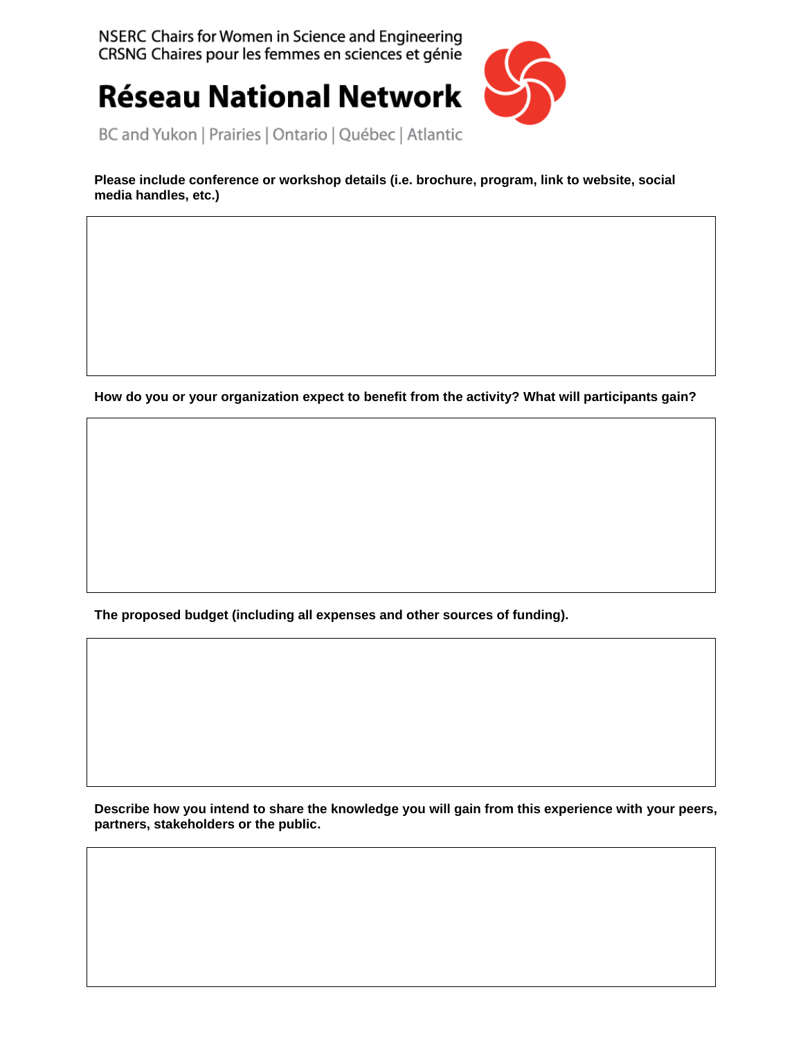**Please include conference or workshop details (i.e. brochure, program, link to website, social media handles, etc.)**

**How do you or your organization expect to benefit from the activity? What will participants gain?**

**The proposed budget (including all expenses and other sources of funding).**

**Describe how you intend to share the knowledge you will gain from this experience with your peers, partners, stakeholders or the public.**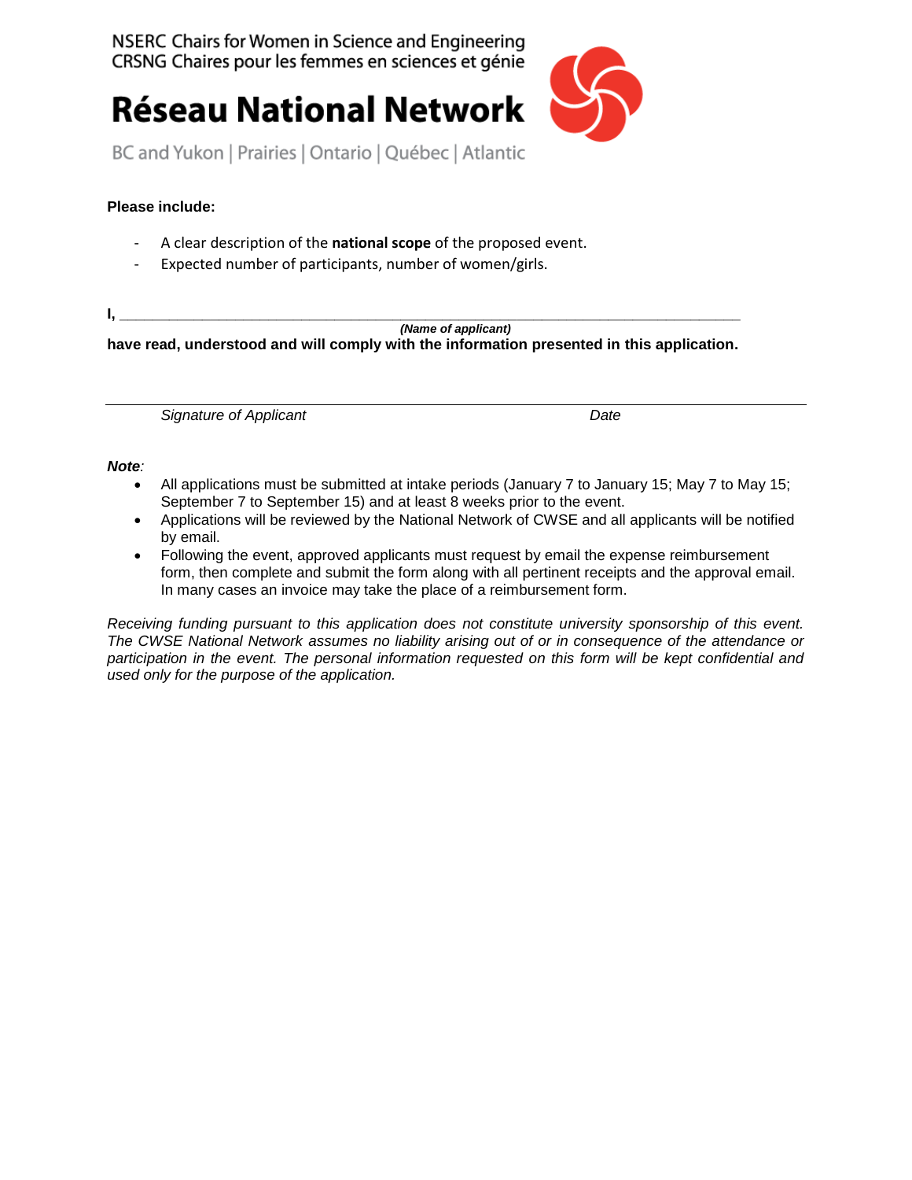NSERC Chairs for Women in Science and Engineering
CRSNG Chaires pour les femmes en sciences et génie

# Réseau National Network

BC and Yukon | Prairies | Ontario | Québec | Atlantic

**Please include:**

- A clear description of the **national scope** of the proposed event.
- Expected number of participants, number of women/girls.

**I, ______________________________________________________________________________**
***(Name of applicant)***
**have read, understood and will comply with the information presented in this application.**

_____________________________________________________________________________________
*Signature of Applicant* *Date*

***Note**:*

- All applications must be submitted at intake periods (January 7 to January 15; May 7 to May 15; September 7 to September 15) and at least 8 weeks prior to the event.
- Applications will be reviewed by the National Network of CWSE and all applicants will be notified by email.
- Following the event, approved applicants must request by email the expense reimbursement form, then complete and submit the form along with all pertinent receipts and the approval email. In many cases an invoice may take the place of a reimbursement form.

*Receiving funding pursuant to this application does not constitute university sponsorship of this event. The CWSE National Network assumes no liability arising out of or in consequence of the attendance or participation in the event. The personal information requested on this form will be kept confidential and used only for the purpose of the application.*